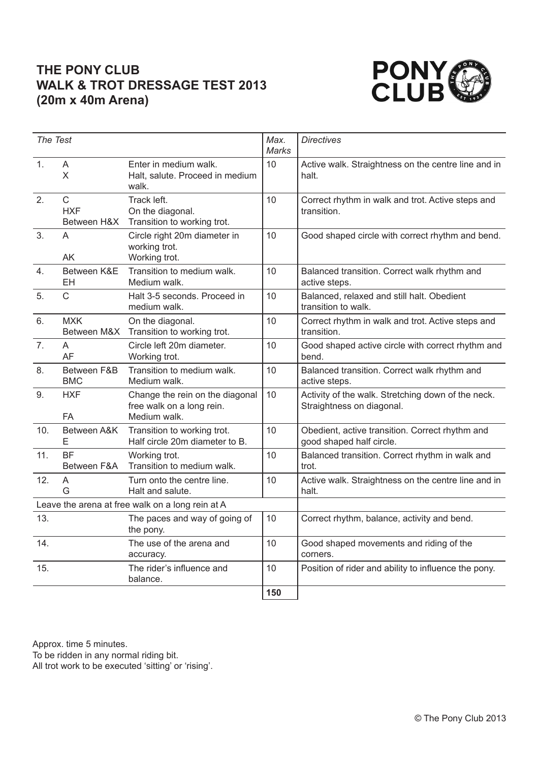# THE PONY CLUB
# WALK & TROT DRESSAGE TEST 2013
# (20m x 40m Arena)

| *The Test* | | | *Max. Marks* | *Directives* |
|---|---|---|---|---|
| 1. | A<br>X | Enter in medium walk.<br>Halt, salute. Proceed in medium walk. | 10 | Active walk. Straightness on the centre line and in halt. |
| 2. | C<br>HXF<br>Between H&X | Track left.<br>On the diagonal.<br>Transition to working trot. | 10 | Correct rhythm in walk and trot. Active steps and transition. |
| 3. | A<br>AK | Circle right 20m diameter in working trot.<br>Working trot. | 10 | Good shaped circle with correct rhythm and bend. |
| 4. | Between K&E<br>EH | Transition to medium walk.<br>Medium walk. | 10 | Balanced transition. Correct walk rhythm and active steps. |
| 5. | C | Halt 3-5 seconds. Proceed in medium walk. | 10 | Balanced, relaxed and still halt. Obedient transition to walk. |
| 6. | MXK<br>Between M&X | On the diagonal.<br>Transition to working trot. | 10 | Correct rhythm in walk and trot. Active steps and transition. |
| 7. | A<br>AF | Circle left 20m diameter.<br>Working trot. | 10 | Good shaped active circle with correct rhythm and bend. |
| 8. | Between F&B<br>BMC | Transition to medium walk.<br>Medium walk. | 10 | Balanced transition. Correct walk rhythm and active steps. |
| 9. | HXF<br>FA | Change the rein on the diagonal free walk on a long rein.<br>Medium walk. | 10 | Activity of the walk. Stretching down of the neck. Straightness on diagonal. |
| 10. | Between A&K<br>E | Transition to working trot.<br>Half circle 20m diameter to B. | 10 | Obedient, active transition. Correct rhythm and good shaped half circle. |
| 11. | BF<br>Between F&A | Working trot.<br>Transition to medium walk. | 10 | Balanced transition. Correct rhythm in walk and trot. |
| 12. | A<br>G | Turn onto the centre line.<br>Halt and salute. | 10 | Active walk. Straightness on the centre line and in halt. |
| Leave the arena at free walk on a long rein at A | | | | |
| 13. | | The paces and way of going of the pony. | 10 | Correct rhythm, balance, activity and bend. |
| 14. | | The use of the arena and accuracy. | 10 | Good shaped movements and riding of the corners. |
| 15. | | The rider's influence and balance. | 10 | Position of rider and ability to influence the pony. |
| | | | **150** | |

Approx. time 5 minutes.
To be ridden in any normal riding bit.
All trot work to be executed 'sitting' or 'rising'.

© The Pony Club 2013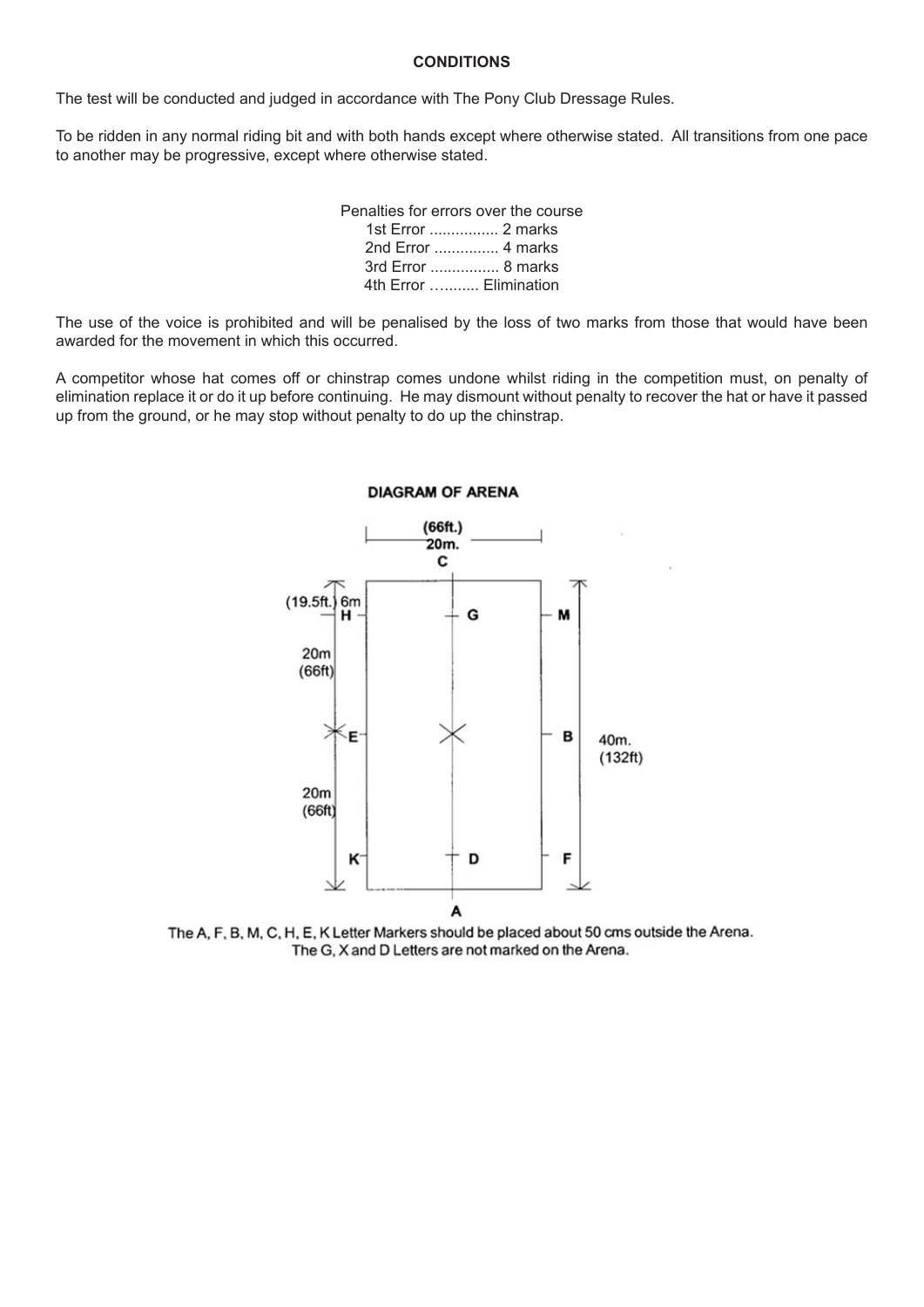**CONDITIONS**

The test will be conducted and judged in accordance with The Pony Club Dressage Rules.

To be ridden in any normal riding bit and with both hands except where otherwise stated. All transitions from one pace to another may be progressive, except where otherwise stated.

Penalties for errors over the course
1st Error ................ 2 marks
2nd Error ............... 4 marks
3rd Error ................ 8 marks
4th Error ……..... Elimination

The use of the voice is prohibited and will be penalised by the loss of two marks from those that would have been awarded for the movement in which this occurred.

A competitor whose hat comes off or chinstrap comes undone whilst riding in the competition must, on penalty of elimination replace it or do it up before continuing. He may dismount without penalty to recover the hat or have it passed up from the ground, or he may stop without penalty to do up the chinstrap.

**DIAGRAM OF ARENA**

(66ft.)
20m.
C
(19.5ft.) 6m
H G M
20m
(66ft)
E X B
40m.
(132ft)
20m
(66ft)
K D F
A

The A, F, B, M, C, H, E, K Letter Markers should be placed about 50 cms outside the Arena.
The G, X and D Letters are not marked on the Arena.